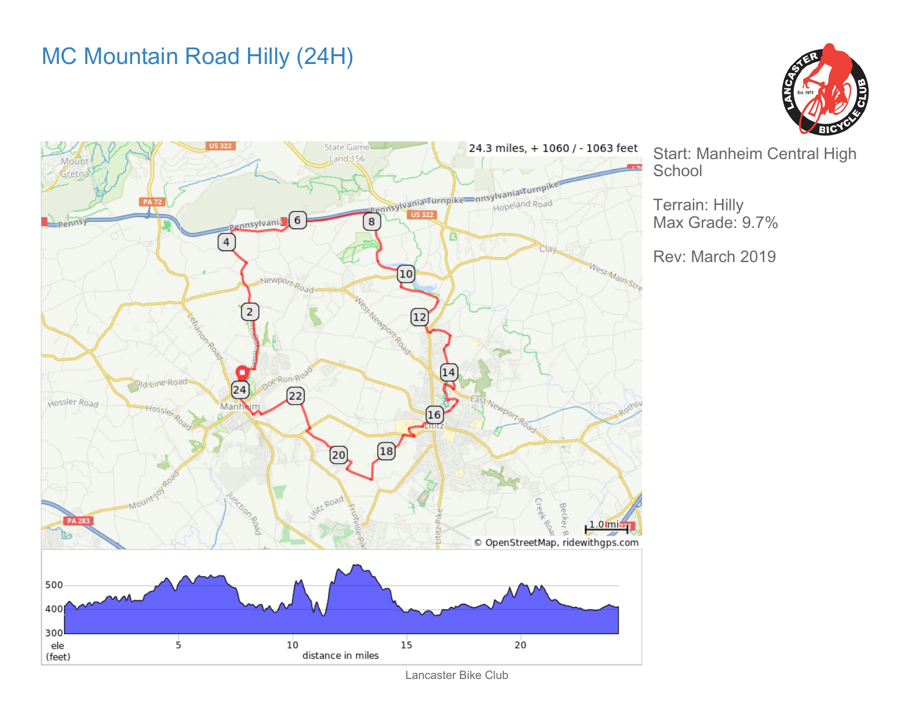# MC Mountain Road Hilly (24H)

Start: Manheim Central High School

Terrain: Hilly
Max Grade: 9.7%

Rev: March 2019

24.3 miles, + 1060 / - 1063 feet

Lancaster Bike Club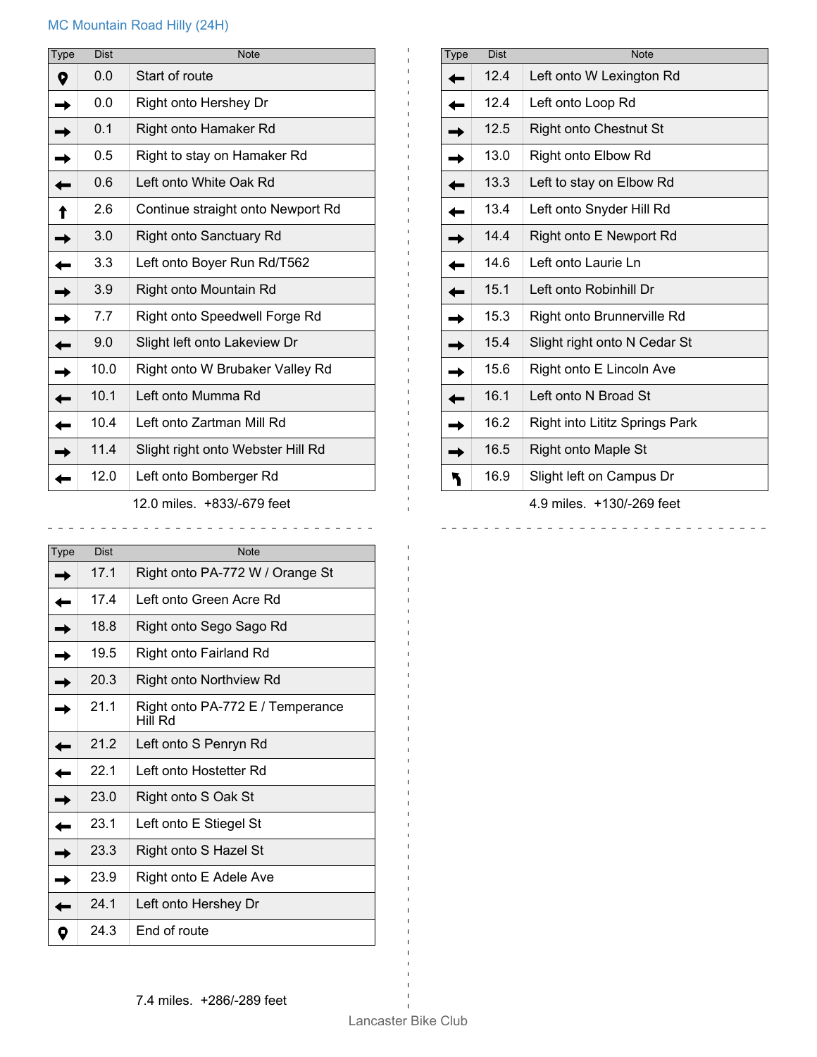MC Mountain Road Hilly (24H)

| Type | Dist | Note |
|---|---|---|
| Start | 0.0 | Start of route |
| Right | 0.0 | Right onto Hershey Dr |
| Right | 0.1 | Right onto Hamaker Rd |
| Right | 0.5 | Right to stay on Hamaker Rd |
| Left | 0.6 | Left onto White Oak Rd |
| Straight | 2.6 | Continue straight onto Newport Rd |
| Right | 3.0 | Right onto Sanctuary Rd |
| Left | 3.3 | Left onto Boyer Run Rd/T562 |
| Right | 3.9 | Right onto Mountain Rd |
| Right | 7.7 | Right onto Speedwell Forge Rd |
| Left | 9.0 | Slight left onto Lakeview Dr |
| Right | 10.0 | Right onto W Brubaker Valley Rd |
| Left | 10.1 | Left onto Mumma Rd |
| Left | 10.4 | Left onto Zartman Mill Rd |
| Right | 11.4 | Slight right onto Webster Hill Rd |
| Left | 12.0 | Left onto Bomberger Rd |

12.0 miles. +833/-679 feet

| Type | Dist | Note |
|---|---|---|
| Left | 12.4 | Left onto W Lexington Rd |
| Left | 12.4 | Left onto Loop Rd |
| Right | 12.5 | Right onto Chestnut St |
| Right | 13.0 | Right onto Elbow Rd |
| Left | 13.3 | Left to stay on Elbow Rd |
| Left | 13.4 | Left onto Snyder Hill Rd |
| Right | 14.4 | Right onto E Newport Rd |
| Left | 14.6 | Left onto Laurie Ln |
| Left | 15.1 | Left onto Robinhill Dr |
| Right | 15.3 | Right onto Brunnerville Rd |
| Right | 15.4 | Slight right onto N Cedar St |
| Right | 15.6 | Right onto E Lincoln Ave |
| Left | 16.1 | Left onto N Broad St |
| Right | 16.2 | Right into Lititz Springs Park |
| Right | 16.5 | Right onto Maple St |
| Slight left | 16.9 | Slight left on Campus Dr |

4.9 miles. +130/-269 feet

| Type | Dist | Note |
|---|---|---|
| Right | 17.1 | Right onto PA-772 W / Orange St |
| Left | 17.4 | Left onto Green Acre Rd |
| Right | 18.8 | Right onto Sego Sago Rd |
| Right | 19.5 | Right onto Fairland Rd |
| Right | 20.3 | Right onto Northview Rd |
| Right | 21.1 | Right onto PA-772 E / Temperance Hill Rd |
| Left | 21.2 | Left onto S Penryn Rd |
| Left | 22.1 | Left onto Hostetter Rd |
| Right | 23.0 | Right onto S Oak St |
| Left | 23.1 | Left onto E Stiegel St |
| Right | 23.3 | Right onto S Hazel St |
| Right | 23.9 | Right onto E Adele Ave |
| Left | 24.1 | Left onto Hershey Dr |
| End | 24.3 | End of route |

7.4 miles. +286/-289 feet

Lancaster Bike Club